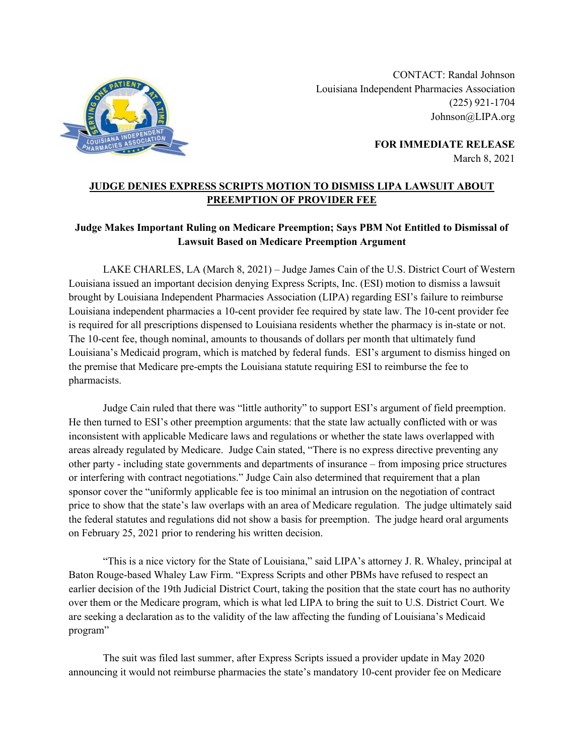CONTACT: Randal Johnson
Louisiana Independent Pharmacies Association
(225) 921-1704
Johnson@LIPA.org

**FOR IMMEDIATE RELEASE**
March 8, 2021

# JUDGE DENIES EXPRESS SCRIPTS MOTION TO DISMISS LIPA LAWSUIT ABOUT PREEMPTION OF PROVIDER FEE

## Judge Makes Important Ruling on Medicare Preemption; Says PBM Not Entitled to Dismissal of Lawsuit Based on Medicare Preemption Argument

LAKE CHARLES, LA (March 8, 2021) – Judge James Cain of the U.S. District Court of Western Louisiana issued an important decision denying Express Scripts, Inc. (ESI) motion to dismiss a lawsuit brought by Louisiana Independent Pharmacies Association (LIPA) regarding ESI's failure to reimburse Louisiana independent pharmacies a 10-cent provider fee required by state law. The 10-cent provider fee is required for all prescriptions dispensed to Louisiana residents whether the pharmacy is in-state or not. The 10-cent fee, though nominal, amounts to thousands of dollars per month that ultimately fund Louisiana's Medicaid program, which is matched by federal funds. ESI's argument to dismiss hinged on the premise that Medicare pre-empts the Louisiana statute requiring ESI to reimburse the fee to pharmacists.

Judge Cain ruled that there was "little authority" to support ESI's argument of field preemption. He then turned to ESI's other preemption arguments: that the state law actually conflicted with or was inconsistent with applicable Medicare laws and regulations or whether the state laws overlapped with areas already regulated by Medicare. Judge Cain stated, "There is no express directive preventing any other party - including state governments and departments of insurance – from imposing price structures or interfering with contract negotiations." Judge Cain also determined that requirement that a plan sponsor cover the "uniformly applicable fee is too minimal an intrusion on the negotiation of contract price to show that the state's law overlaps with an area of Medicare regulation. The judge ultimately said the federal statutes and regulations did not show a basis for preemption. The judge heard oral arguments on February 25, 2021 prior to rendering his written decision.

"This is a nice victory for the State of Louisiana," said LIPA's attorney J. R. Whaley, principal at Baton Rouge-based Whaley Law Firm. "Express Scripts and other PBMs have refused to respect an earlier decision of the 19th Judicial District Court, taking the position that the state court has no authority over them or the Medicare program, which is what led LIPA to bring the suit to U.S. District Court. We are seeking a declaration as to the validity of the law affecting the funding of Louisiana's Medicaid program"

The suit was filed last summer, after Express Scripts issued a provider update in May 2020 announcing it would not reimburse pharmacies the state's mandatory 10-cent provider fee on Medicare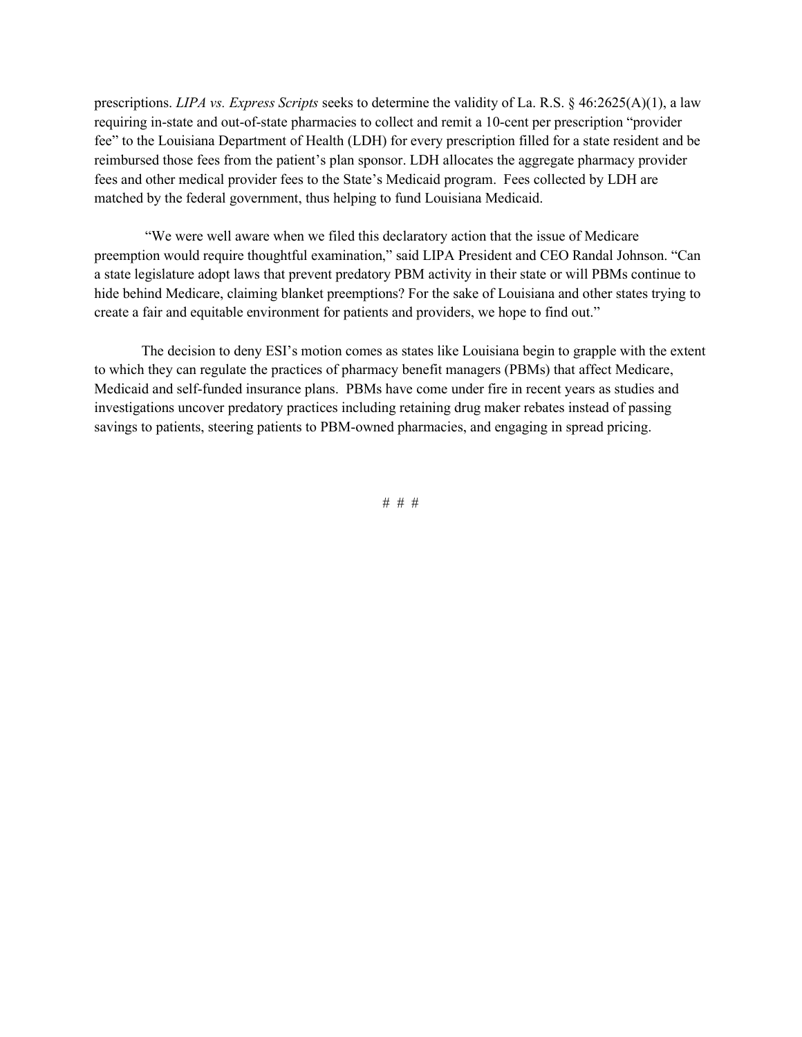prescriptions. *LIPA vs. Express Scripts* seeks to determine the validity of La. R.S. § 46:2625(A)(1), a law requiring in-state and out-of-state pharmacies to collect and remit a 10-cent per prescription "provider fee" to the Louisiana Department of Health (LDH) for every prescription filled for a state resident and be reimbursed those fees from the patient's plan sponsor. LDH allocates the aggregate pharmacy provider fees and other medical provider fees to the State's Medicaid program. Fees collected by LDH are matched by the federal government, thus helping to fund Louisiana Medicaid.

"We were well aware when we filed this declaratory action that the issue of Medicare preemption would require thoughtful examination," said LIPA President and CEO Randal Johnson. "Can a state legislature adopt laws that prevent predatory PBM activity in their state or will PBMs continue to hide behind Medicare, claiming blanket preemptions? For the sake of Louisiana and other states trying to create a fair and equitable environment for patients and providers, we hope to find out."

The decision to deny ESI's motion comes as states like Louisiana begin to grapple with the extent to which they can regulate the practices of pharmacy benefit managers (PBMs) that affect Medicare, Medicaid and self-funded insurance plans. PBMs have come under fire in recent years as studies and investigations uncover predatory practices including retaining drug maker rebates instead of passing savings to patients, steering patients to PBM-owned pharmacies, and engaging in spread pricing.

# # #